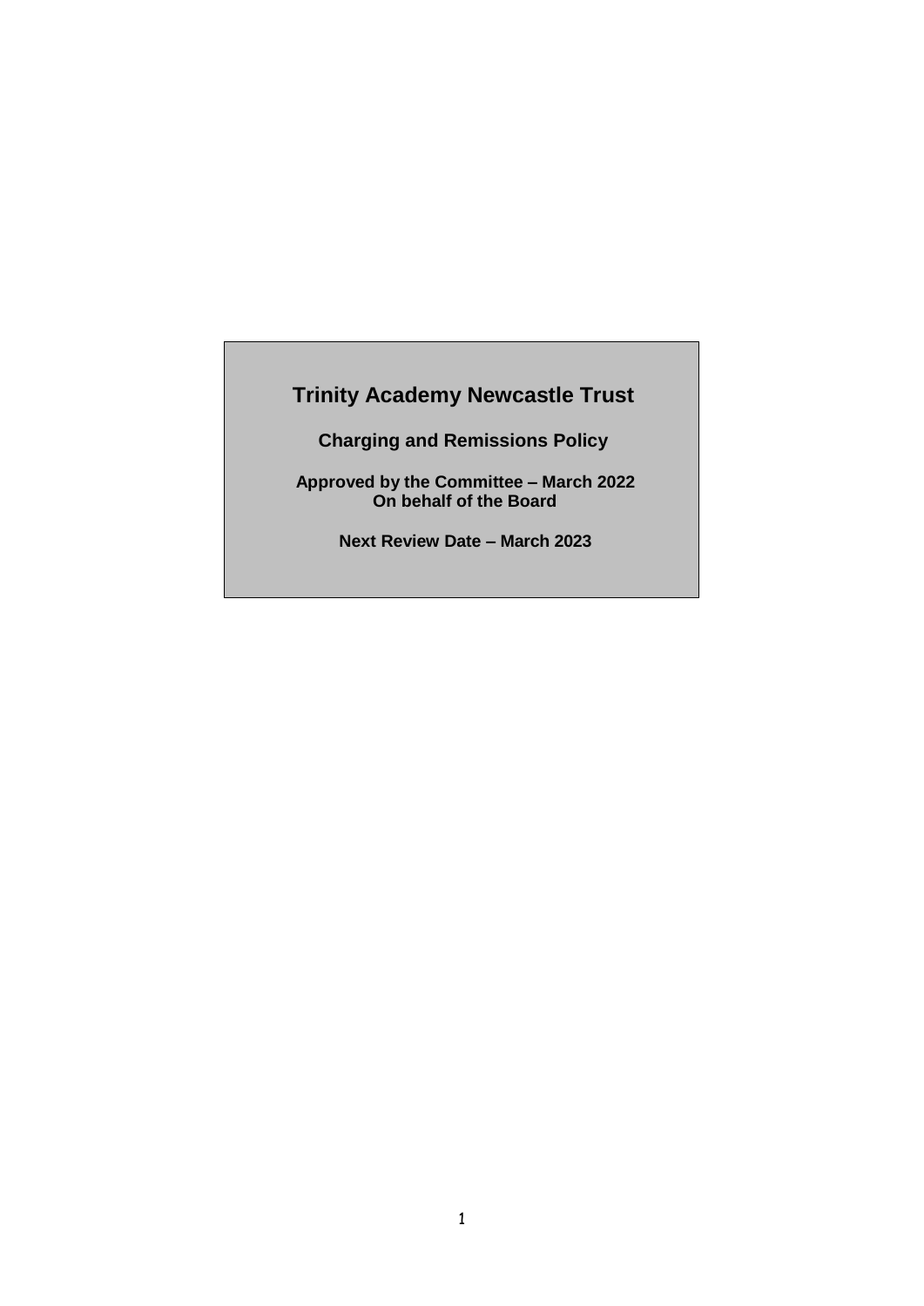# Trinity Academy Newcastle Trust

## Charging and Remissions Policy

**Approved by the Committee – March 2022**
**On behalf of the Board**

**Next Review Date – March 2023**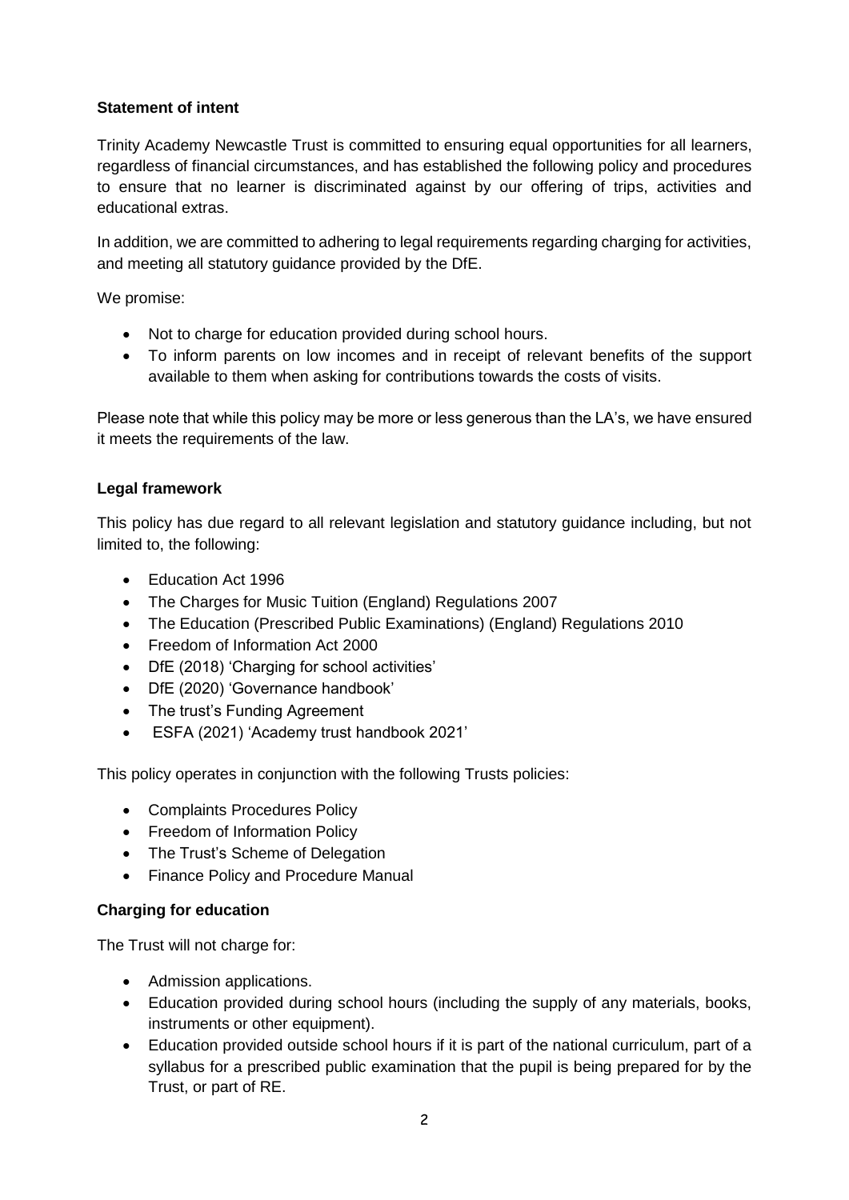**Statement of intent**

Trinity Academy Newcastle Trust is committed to ensuring equal opportunities for all learners, regardless of financial circumstances, and has established the following policy and procedures to ensure that no learner is discriminated against by our offering of trips, activities and educational extras.

In addition, we are committed to adhering to legal requirements regarding charging for activities, and meeting all statutory guidance provided by the DfE.

We promise:

- Not to charge for education provided during school hours.
- To inform parents on low incomes and in receipt of relevant benefits of the support available to them when asking for contributions towards the costs of visits.

Please note that while this policy may be more or less generous than the LA's, we have ensured it meets the requirements of the law.

**Legal framework**

This policy has due regard to all relevant legislation and statutory guidance including, but not limited to, the following:

- Education Act 1996
- The Charges for Music Tuition (England) Regulations 2007
- The Education (Prescribed Public Examinations) (England) Regulations 2010
- Freedom of Information Act 2000
- DfE (2018) 'Charging for school activities'
- DfE (2020) 'Governance handbook'
- The trust's Funding Agreement
- ESFA (2021) 'Academy trust handbook 2021'

This policy operates in conjunction with the following Trusts policies:

- Complaints Procedures Policy
- Freedom of Information Policy
- The Trust's Scheme of Delegation
- Finance Policy and Procedure Manual

**Charging for education**

The Trust will not charge for:

- Admission applications.
- Education provided during school hours (including the supply of any materials, books, instruments or other equipment).
- Education provided outside school hours if it is part of the national curriculum, part of a syllabus for a prescribed public examination that the pupil is being prepared for by the Trust, or part of RE.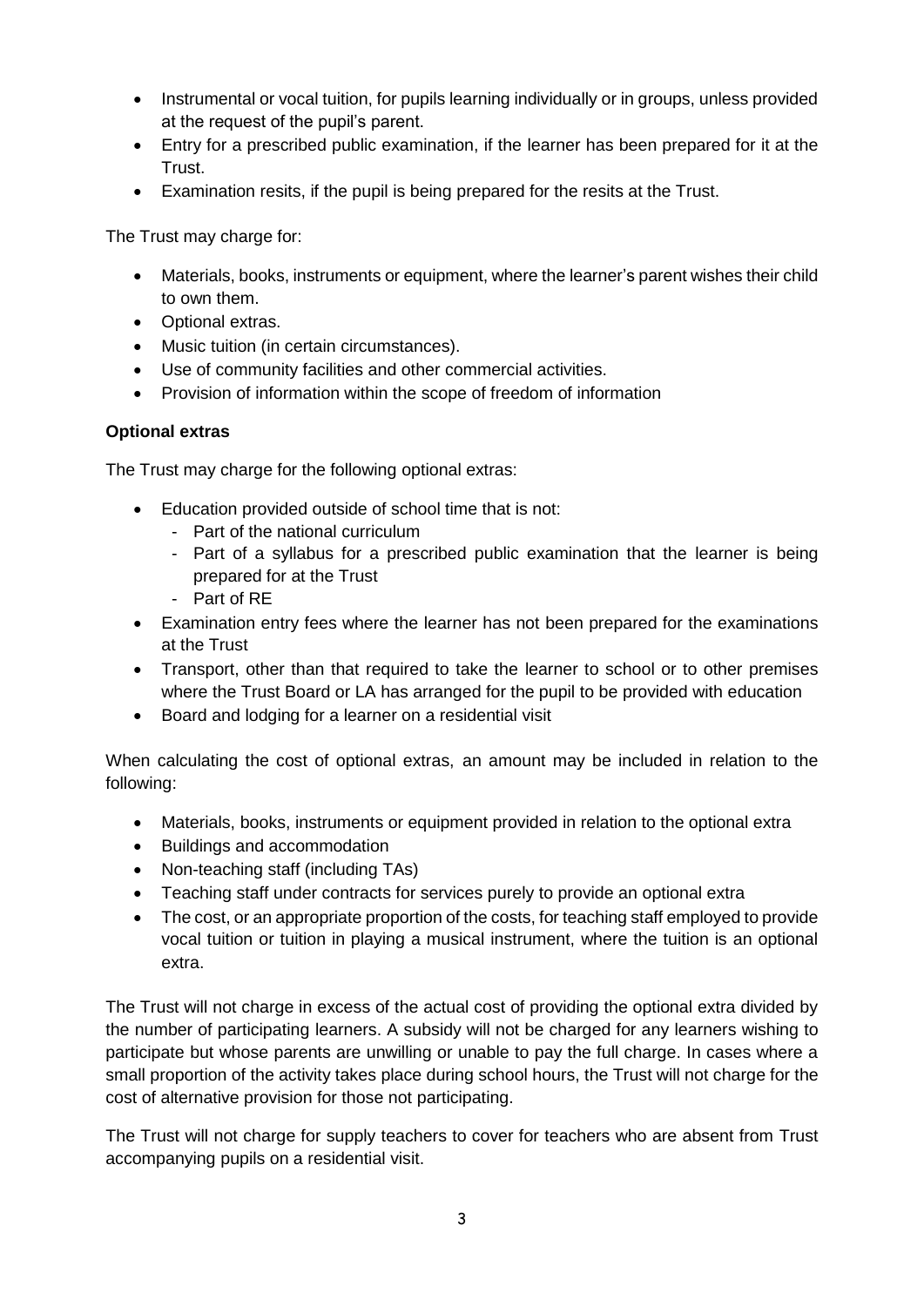- Instrumental or vocal tuition, for pupils learning individually or in groups, unless provided at the request of the pupil's parent.
- Entry for a prescribed public examination, if the learner has been prepared for it at the Trust.
- Examination resits, if the pupil is being prepared for the resits at the Trust.

The Trust may charge for:

- Materials, books, instruments or equipment, where the learner's parent wishes their child to own them.
- Optional extras.
- Music tuition (in certain circumstances).
- Use of community facilities and other commercial activities.
- Provision of information within the scope of freedom of information

**Optional extras**

The Trust may charge for the following optional extras:

- Education provided outside of school time that is not:
  - Part of the national curriculum
  - Part of a syllabus for a prescribed public examination that the learner is being prepared for at the Trust
  - Part of RE
- Examination entry fees where the learner has not been prepared for the examinations at the Trust
- Transport, other than that required to take the learner to school or to other premises where the Trust Board or LA has arranged for the pupil to be provided with education
- Board and lodging for a learner on a residential visit

When calculating the cost of optional extras, an amount may be included in relation to the following:

- Materials, books, instruments or equipment provided in relation to the optional extra
- Buildings and accommodation
- Non-teaching staff (including TAs)
- Teaching staff under contracts for services purely to provide an optional extra
- The cost, or an appropriate proportion of the costs, for teaching staff employed to provide vocal tuition or tuition in playing a musical instrument, where the tuition is an optional extra.

The Trust will not charge in excess of the actual cost of providing the optional extra divided by the number of participating learners. A subsidy will not be charged for any learners wishing to participate but whose parents are unwilling or unable to pay the full charge. In cases where a small proportion of the activity takes place during school hours, the Trust will not charge for the cost of alternative provision for those not participating.

The Trust will not charge for supply teachers to cover for teachers who are absent from Trust accompanying pupils on a residential visit.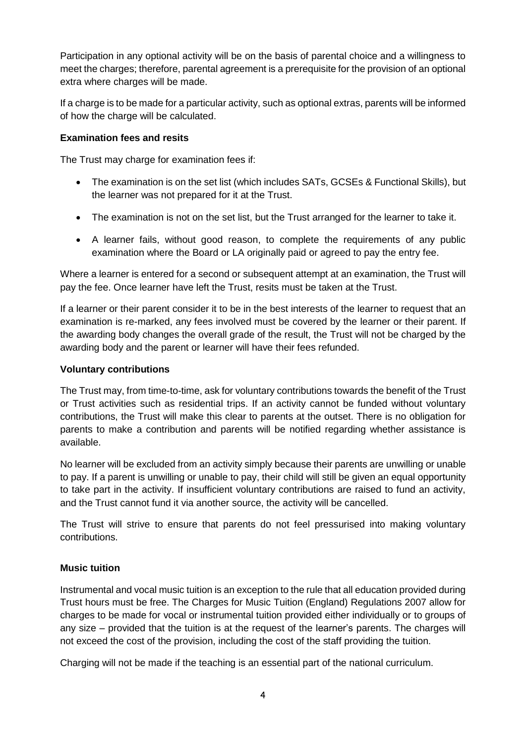Participation in any optional activity will be on the basis of parental choice and a willingness to meet the charges; therefore, parental agreement is a prerequisite for the provision of an optional extra where charges will be made.

If a charge is to be made for a particular activity, such as optional extras, parents will be informed of how the charge will be calculated.

**Examination fees and resits**

The Trust may charge for examination fees if:

- The examination is on the set list (which includes SATs, GCSEs & Functional Skills), but the learner was not prepared for it at the Trust.
- The examination is not on the set list, but the Trust arranged for the learner to take it.
- A learner fails, without good reason, to complete the requirements of any public examination where the Board or LA originally paid or agreed to pay the entry fee.

Where a learner is entered for a second or subsequent attempt at an examination, the Trust will pay the fee. Once learner have left the Trust, resits must be taken at the Trust.

If a learner or their parent consider it to be in the best interests of the learner to request that an examination is re-marked, any fees involved must be covered by the learner or their parent. If the awarding body changes the overall grade of the result, the Trust will not be charged by the awarding body and the parent or learner will have their fees refunded.

**Voluntary contributions**

The Trust may, from time-to-time, ask for voluntary contributions towards the benefit of the Trust or Trust activities such as residential trips. If an activity cannot be funded without voluntary contributions, the Trust will make this clear to parents at the outset. There is no obligation for parents to make a contribution and parents will be notified regarding whether assistance is available.

No learner will be excluded from an activity simply because their parents are unwilling or unable to pay. If a parent is unwilling or unable to pay, their child will still be given an equal opportunity to take part in the activity. If insufficient voluntary contributions are raised to fund an activity, and the Trust cannot fund it via another source, the activity will be cancelled.

The Trust will strive to ensure that parents do not feel pressurised into making voluntary contributions.

**Music tuition**

Instrumental and vocal music tuition is an exception to the rule that all education provided during Trust hours must be free. The Charges for Music Tuition (England) Regulations 2007 allow for charges to be made for vocal or instrumental tuition provided either individually or to groups of any size – provided that the tuition is at the request of the learner's parents. The charges will not exceed the cost of the provision, including the cost of the staff providing the tuition.

Charging will not be made if the teaching is an essential part of the national curriculum.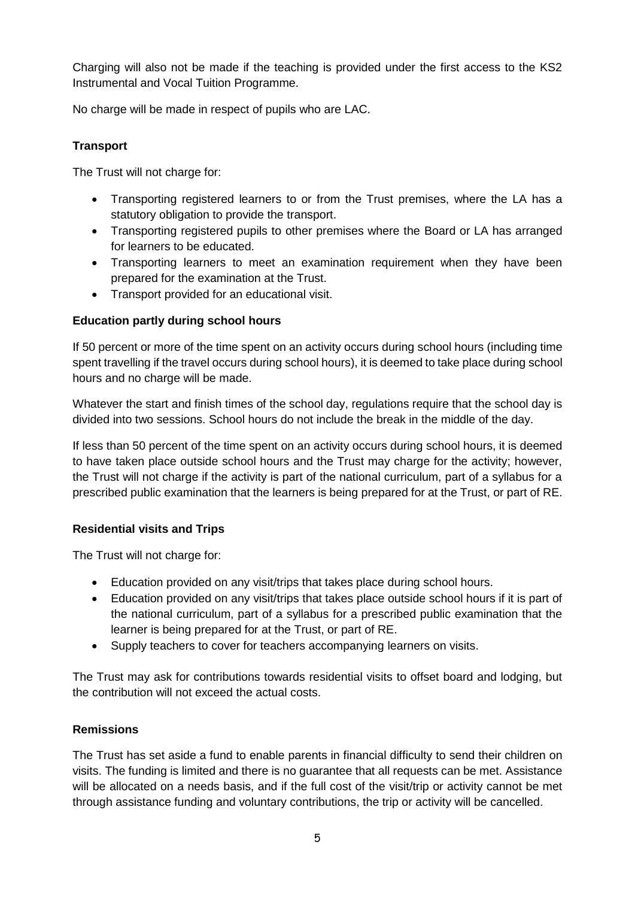Charging will also not be made if the teaching is provided under the first access to the KS2 Instrumental and Vocal Tuition Programme.

No charge will be made in respect of pupils who are LAC.

**Transport**

The Trust will not charge for:

- Transporting registered learners to or from the Trust premises, where the LA has a statutory obligation to provide the transport.
- Transporting registered pupils to other premises where the Board or LA has arranged for learners to be educated.
- Transporting learners to meet an examination requirement when they have been prepared for the examination at the Trust.
- Transport provided for an educational visit.

**Education partly during school hours**

If 50 percent or more of the time spent on an activity occurs during school hours (including time spent travelling if the travel occurs during school hours), it is deemed to take place during school hours and no charge will be made.

Whatever the start and finish times of the school day, regulations require that the school day is divided into two sessions. School hours do not include the break in the middle of the day.

If less than 50 percent of the time spent on an activity occurs during school hours, it is deemed to have taken place outside school hours and the Trust may charge for the activity; however, the Trust will not charge if the activity is part of the national curriculum, part of a syllabus for a prescribed public examination that the learners is being prepared for at the Trust, or part of RE.

**Residential visits and Trips**

The Trust will not charge for:

- Education provided on any visit/trips that takes place during school hours.
- Education provided on any visit/trips that takes place outside school hours if it is part of the national curriculum, part of a syllabus for a prescribed public examination that the learner is being prepared for at the Trust, or part of RE.
- Supply teachers to cover for teachers accompanying learners on visits.

The Trust may ask for contributions towards residential visits to offset board and lodging, but the contribution will not exceed the actual costs.

**Remissions**

The Trust has set aside a fund to enable parents in financial difficulty to send their children on visits. The funding is limited and there is no guarantee that all requests can be met. Assistance will be allocated on a needs basis, and if the full cost of the visit/trip or activity cannot be met through assistance funding and voluntary contributions, the trip or activity will be cancelled.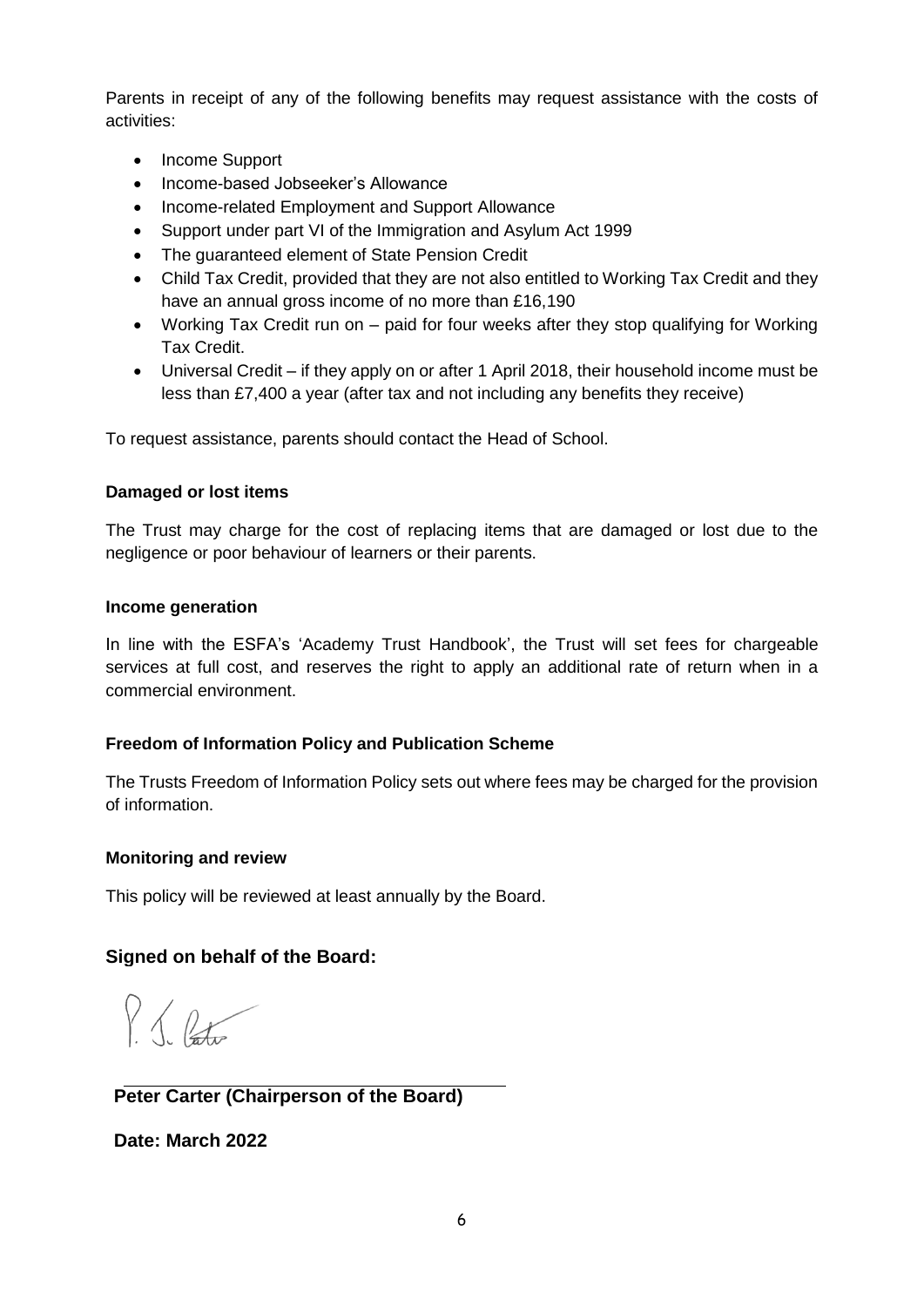Parents in receipt of any of the following benefits may request assistance with the costs of activities:

- Income Support
- Income-based Jobseeker's Allowance
- Income-related Employment and Support Allowance
- Support under part VI of the Immigration and Asylum Act 1999
- The guaranteed element of State Pension Credit
- Child Tax Credit, provided that they are not also entitled to Working Tax Credit and they have an annual gross income of no more than £16,190
- Working Tax Credit run on – paid for four weeks after they stop qualifying for Working Tax Credit.
- Universal Credit – if they apply on or after 1 April 2018, their household income must be less than £7,400 a year (after tax and not including any benefits they receive)

To request assistance, parents should contact the Head of School.

**Damaged or lost items**

The Trust may charge for the cost of replacing items that are damaged or lost due to the negligence or poor behaviour of learners or their parents.

**Income generation**

In line with the ESFA's 'Academy Trust Handbook', the Trust will set fees for chargeable services at full cost, and reserves the right to apply an additional rate of return when in a commercial environment.

**Freedom of Information Policy and Publication Scheme**

The Trusts Freedom of Information Policy sets out where fees may be charged for the provision of information.

**Monitoring and review**

This policy will be reviewed at least annually by the Board.

**Signed on behalf of the Board:**

P. J. Carter

**Peter Carter (Chairperson of the Board)**

**Date: March 2022**